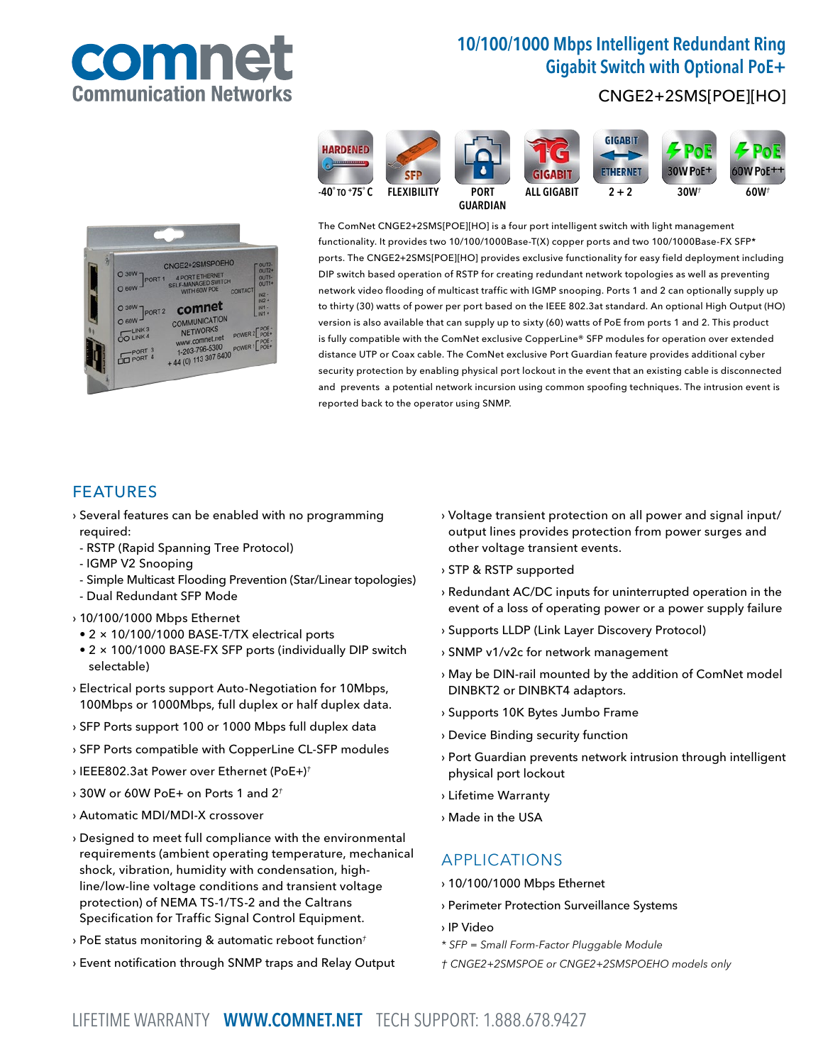# 10/100/1000 Mbps Intelligent Redundant Ring Gigabit Switch with Optional PoE+

## CNGE2+2SMS[POE][HO]

HARDENED -40° TO +75° C | SFP FLEXIBILITY | PORT GUARDIAN | 1G GIGABIT ALL GIGABIT | GIGABIT ETHERNET 2 + 2 | PoE 30W PoE+ 30W† | PoE 60W PoE++ 60W†

The ComNet CNGE2+2SMS[POE][HO] is a four port intelligent switch with light management functionality. It provides two 10/100/1000Base-T(X) copper ports and two 100/1000Base-FX SFP* ports. The CNGE2+2SMS[POE][HO] provides exclusive functionality for easy field deployment including DIP switch based operation of RSTP for creating redundant network topologies as well as preventing network video flooding of multicast traffic with IGMP snooping. Ports 1 and 2 can optionally supply up to thirty (30) watts of power per port based on the IEEE 802.3at standard. An optional High Output (HO) version is also available that can supply up to sixty (60) watts of PoE from ports 1 and 2. This product is fully compatible with the ComNet exclusive CopperLine® SFP modules for operation over extended distance UTP or Coax cable. The ComNet exclusive Port Guardian feature provides additional cyber security protection by enabling physical port lockout in the event that an existing cable is disconnected and prevents a potential network incursion using common spoofing techniques. The intrusion event is reported back to the operator using SNMP.

## FEATURES

- Several features can be enabled with no programming required:
  - RSTP (Rapid Spanning Tree Protocol)
  - IGMP V2 Snooping
  - Simple Multicast Flooding Prevention (Star/Linear topologies)
  - Dual Redundant SFP Mode
- 10/100/1000 Mbps Ethernet
  - 2 × 10/100/1000 BASE-T/TX electrical ports
  - 2 × 100/1000 BASE-FX SFP ports (individually DIP switch selectable)
- Electrical ports support Auto-Negotiation for 10Mbps, 100Mbps or 1000Mbps, full duplex or half duplex data.
- SFP Ports support 100 or 1000 Mbps full duplex data
- SFP Ports compatible with CopperLine CL-SFP modules
- IEEE802.3at Power over Ethernet (PoE+)†
- 30W or 60W PoE+ on Ports 1 and 2†
- Automatic MDI/MDI-X crossover
- Designed to meet full compliance with the environmental requirements (ambient operating temperature, mechanical shock, vibration, humidity with condensation, high-line/low-line voltage conditions and transient voltage protection) of NEMA TS-1/TS-2 and the Caltrans Specification for Traffic Signal Control Equipment.
- PoE status monitoring & automatic reboot function†
- Event notification through SNMP traps and Relay Output
- Voltage transient protection on all power and signal input/output lines provides protection from power surges and other voltage transient events.
- STP & RSTP supported
- Redundant AC/DC inputs for uninterrupted operation in the event of a loss of operating power or a power supply failure
- Supports LLDP (Link Layer Discovery Protocol)
- SNMP v1/v2c for network management
- May be DIN-rail mounted by the addition of ComNet model DINBKT2 or DINBKT4 adaptors.
- Supports 10K Bytes Jumbo Frame
- Device Binding security function
- Port Guardian prevents network intrusion through intelligent physical port lockout
- Lifetime Warranty
- Made in the USA

## APPLICATIONS

- 10/100/1000 Mbps Ethernet
- Perimeter Protection Surveillance Systems
- IP Video

*\* SFP = Small Form-Factor Pluggable Module*

*† CNGE2+2SMSPOE or CNGE2+2SMSPOEHO models only*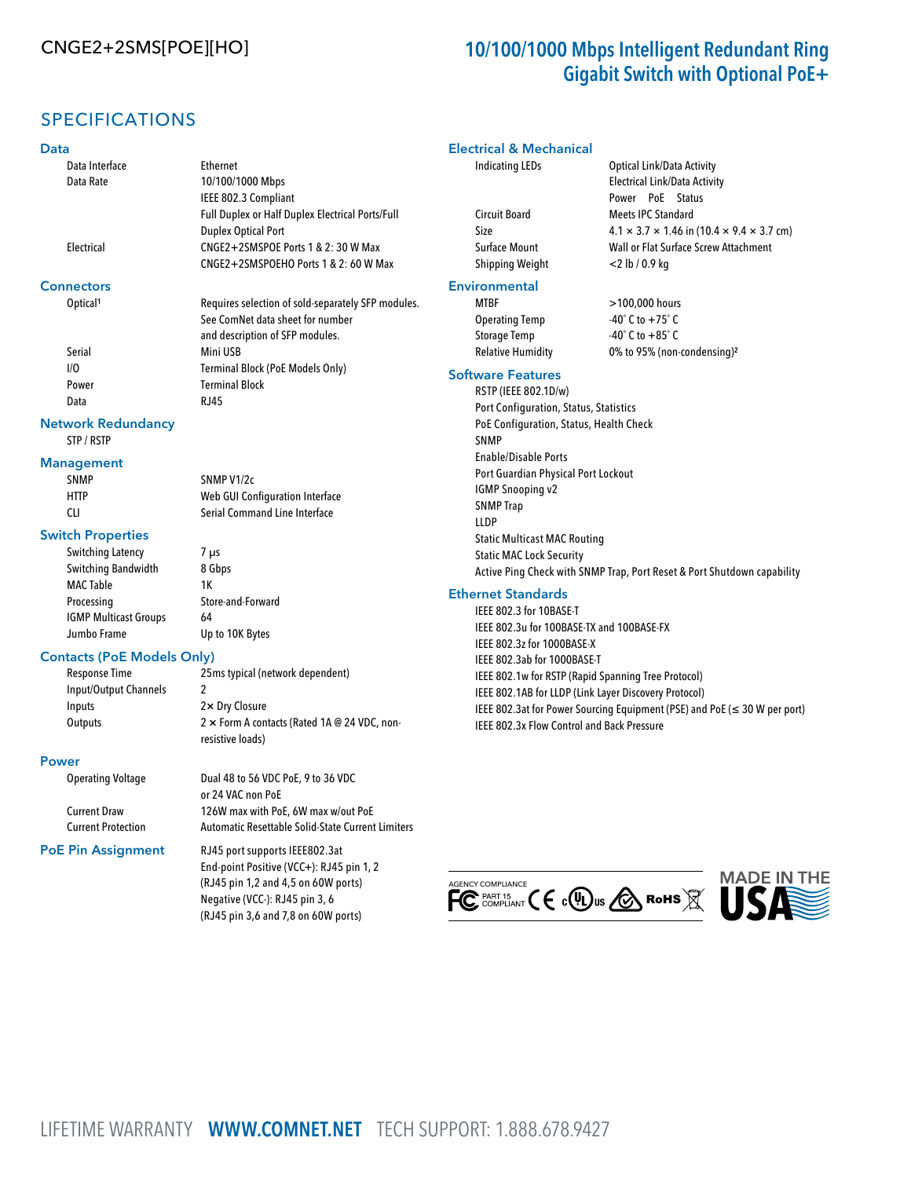CNGE2+2SMS[POE][HO]

# 10/100/1000 Mbps Intelligent Redundant Ring Gigabit Switch with Optional PoE+

## SPECIFICATIONS

### Data

| | |
|---|---|
| Data Interface | Ethernet |
| Data Rate | 10/100/1000 Mbps<br>IEEE 802.3 Compliant<br>Full Duplex or Half Duplex Electrical Ports/Full Duplex Optical Port |
| Electrical | CNGE2+2SMSPOE Ports 1 & 2: 30 W Max<br>CNGE2+2SMSPOEHO Ports 1 & 2: 60 W Max |

### Connectors

| | |
|---|---|
| Optical[1] | Requires selection of sold-separately SFP modules. See ComNet data sheet for number and description of SFP modules. |
| Serial | Mini USB |
| I/O | Terminal Block (PoE Models Only) |
| Power | Terminal Block |
| Data | RJ45 |

### Network Redundancy

STP / RSTP

### Management

| | |
|---|---|
| SNMP | SNMP V1/2c |
| HTTP | Web GUI Configuration Interface |
| CLI | Serial Command Line Interface |

### Switch Properties

| | |
|---|---|
| Switching Latency | 7 µs |
| Switching Bandwidth | 8 Gbps |
| MAC Table | 1K |
| Processing | Store-and-Forward |
| IGMP Multicast Groups | 64 |
| Jumbo Frame | Up to 10K Bytes |

### Contacts (PoE Models Only)

| | |
|---|---|
| Response Time | 25ms typical (network dependent) |
| Input/Output Channels | 2 |
| Inputs | 2× Dry Closure |
| Outputs | 2 × Form A contacts (Rated 1A @ 24 VDC, non-resistive loads) |

### Power

| | |
|---|---|
| Operating Voltage | Dual 48 to 56 VDC PoE, 9 to 36 VDC or 24 VAC non PoE |
| Current Draw | 126W max with PoE, 6W max w/out PoE |
| Current Protection | Automatic Resettable Solid-State Current Limiters |

### PoE Pin Assignment

RJ45 port supports IEEE802.3at
End-point Positive (VCC+): RJ45 pin 1, 2 (RJ45 pin 1,2 and 4,5 on 60W ports)
Negative (VCC-): RJ45 pin 3, 6 (RJ45 pin 3,6 and 7,8 on 60W ports)

### Electrical & Mechanical

| | |
|---|---|
| Indicating LEDs | Optical Link/Data Activity<br>Electrical Link/Data Activity<br>Power PoE Status |
| Circuit Board | Meets IPC Standard |
| Size | 4.1 × 3.7 × 1.46 in (10.4 × 9.4 × 3.7 cm) |
| Surface Mount | Wall or Flat Surface Screw Attachment |
| Shipping Weight | <2 lb / 0.9 kg |

### Environmental

| | |
|---|---|
| MTBF | >100,000 hours |
| Operating Temp | -40˚ C to +75˚ C |
| Storage Temp | -40˚ C to +85˚ C |
| Relative Humidity | 0% to 95% (non-condensing)[2] |

### Software Features

- RSTP (IEEE 802.1D/w)
- Port Configuration, Status, Statistics
- PoE Configuration, Status, Health Check
- SNMP
- Enable/Disable Ports
- Port Guardian Physical Port Lockout
- IGMP Snooping v2
- SNMP Trap
- LLDP
- Static Multicast MAC Routing
- Static MAC Lock Security
- Active Ping Check with SNMP Trap, Port Reset & Port Shutdown capability

### Ethernet Standards

- IEEE 802.3 for 10BASE-T
- IEEE 802.3u for 100BASE-TX and 100BASE-FX
- IEEE 802.3z for 1000BASE-X
- IEEE 802.3ab for 1000BASE-T
- IEEE 802.1w for RSTP (Rapid Spanning Tree Protocol)
- IEEE 802.1AB for LLDP (Link Layer Discovery Protocol)
- IEEE 802.3at for Power Sourcing Equipment (PSE) and PoE (≤ 30 W per port)
- IEEE 802.3x Flow Control and Back Pressure

AGENCY COMPLIANCE: FC PART 15 COMPLIANT, CE, cULus, RoHS

MADE IN THE USA

LIFETIME WARRANTY **WWW.COMNET.NET** TECH SUPPORT: 1.888.678.9427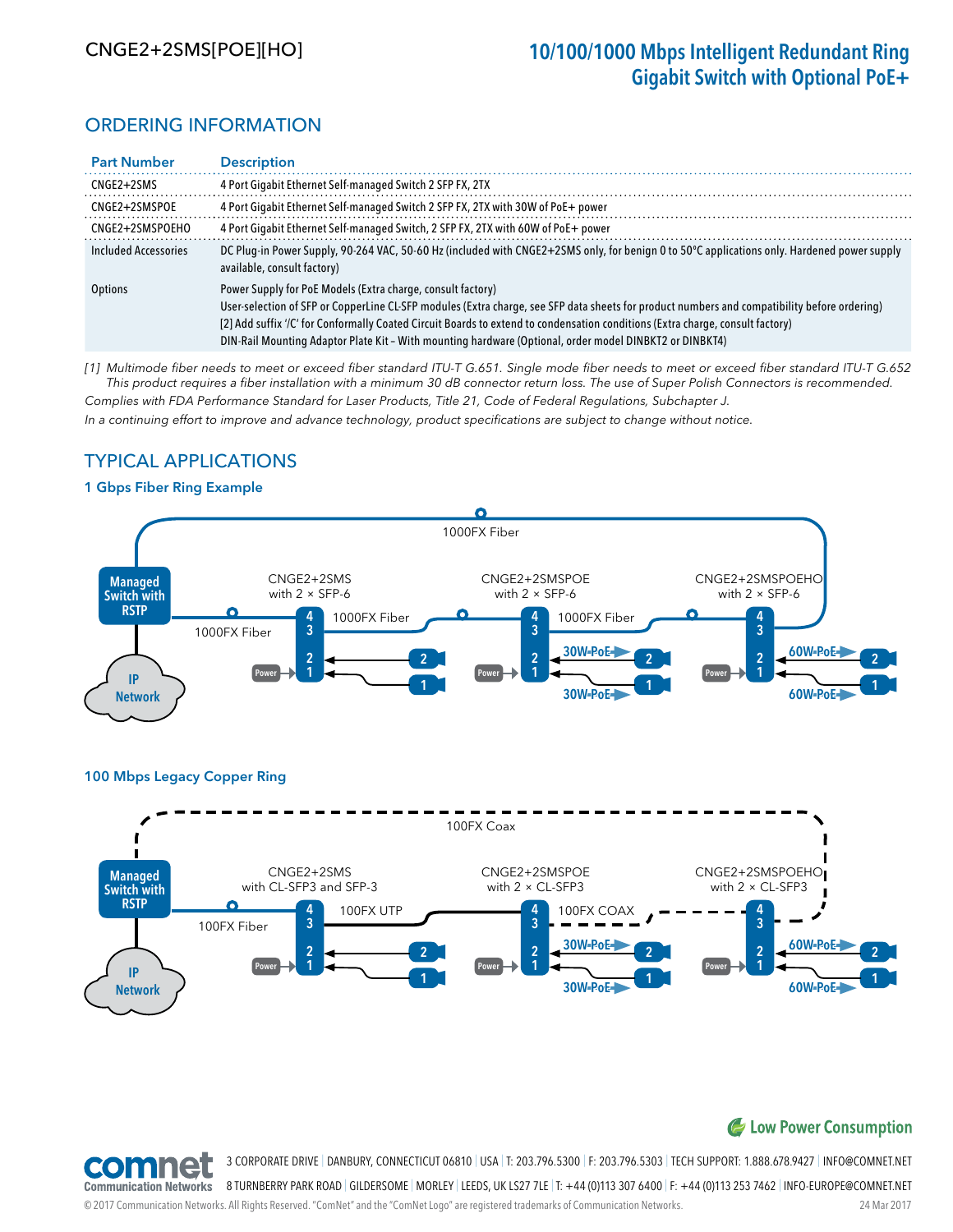## ORDERING INFORMATION

| Part Number | Description |
|---|---|
| CNGE2+2SMS | 4 Port Gigabit Ethernet Self-managed Switch 2 SFP FX, 2TX |
| CNGE2+2SMSPOE | 4 Port Gigabit Ethernet Self-managed Switch 2 SFP FX, 2TX with 30W of PoE+ power |
| CNGE2+2SMSPOEHO | 4 Port Gigabit Ethernet Self-managed Switch, 2 SFP FX, 2TX with 60W of PoE+ power |
| Included Accessories | DC Plug-in Power Supply, 90-264 VAC, 50-60 Hz (included with CNGE2+2SMS only, for benign 0 to 50°C applications only. Hardened power supply available, consult factory) |
| Options | Power Supply for PoE Models (Extra charge, consult factory)<br>User-selection of SFP or CopperLine CL-SFP modules (Extra charge, see SFP data sheets for product numbers and compatibility before ordering)<br>[2] Add suffix '/C' for Conformally Coated Circuit Boards to extend to condensation conditions (Extra charge, consult factory)<br>DIN-Rail Mounting Adaptor Plate Kit – With mounting hardware (Optional, order model DINBKT2 or DINBKT4) |

*[1] Multimode fiber needs to meet or exceed fiber standard ITU-T G.651. Single mode fiber needs to meet or exceed fiber standard ITU-T G.652 This product requires a fiber installation with a minimum 30 dB connector return loss. The use of Super Polish Connectors is recommended.*

*Complies with FDA Performance Standard for Laser Products, Title 21, Code of Federal Regulations, Subchapter J.*

*In a continuing effort to improve and advance technology, product specifications are subject to change without notice.*

## TYPICAL APPLICATIONS

### 1 Gbps Fiber Ring Example

1000FX Fiber
Managed Switch with RSTP
IP Network
1000FX Fiber
CNGE2+2SMS with 2 × SFP-6
1000FX Fiber
CNGE2+2SMSPOE with 2 × SFP-6
1000FX Fiber
CNGE2+2SMSPOEHO with 2 × SFP-6
Power
30W PoE
30W PoE
60W PoE
60W PoE

### 100 Mbps Legacy Copper Ring

100FX Coax
Managed Switch with RSTP
IP Network
100FX Fiber
CNGE2+2SMS with CL-SFP3 and SFP-3
100FX UTP
CNGE2+2SMSPOE with 2 × CL-SFP3
100FX COAX
CNGE2+2SMSPOEHO with 2 × CL-SFP3
Power
30W PoE
30W PoE
60W PoE
60W PoE

Low Power Consumption

3 CORPORATE DRIVE | DANBURY, CONNECTICUT 06810 | USA | T: 203.796.5300 | F: 203.796.5303 | TECH SUPPORT: 1.888.678.9427 | INFO@COMNET.NET
8 TURNBERRY PARK ROAD | GILDERSOME | MORLEY | LEEDS, UK LS27 7LE | T: +44 (0)113 307 6400 | F: +44 (0)113 253 7462 | INFO-EUROPE@COMNET.NET
© 2017 Communication Networks. All Rights Reserved. "ComNet" and the "ComNet Logo" are registered trademarks of Communication Networks. 24 Mar 2017